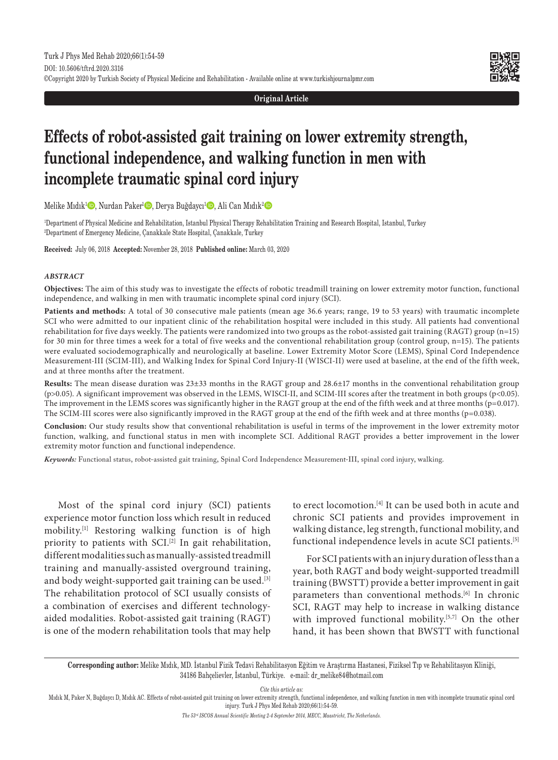Original Article

# Effects of robot-assisted gait training on lower extremity strength, functional independence, and walking function in men with incomplete traumatic spinal cord injury

Melike Mıdık[1], Nurdan Paker[1], Derya Buğdaycı[1], Ali Can Mıdık[2]

[1]Department of Physical Medicine and Rehabilitation, Istanbul Physical Therapy Rehabilitation Training and Research Hospital, Istanbul, Turkey
[2]Department of Emergency Medicine, Çanakkale State Hospital, Çanakkale, Turkey

**Received:** July 06, 2018 **Accepted:** November 28, 2018 **Published online:** March 03, 2020

### *ABSTRACT*

**Objectives:** The aim of this study was to investigate the effects of robotic treadmill training on lower extremity motor function, functional independence, and walking in men with traumatic incomplete spinal cord injury (SCI).

**Patients and methods:** A total of 30 consecutive male patients (mean age 36.6 years; range, 19 to 53 years) with traumatic incomplete SCI who were admitted to our inpatient clinic of the rehabilitation hospital were included in this study. All patients had conventional rehabilitation for five days weekly. The patients were randomized into two groups as the robot-assisted gait training (RAGT) group (n=15) for 30 min for three times a week for a total of five weeks and the conventional rehabilitation group (control group, n=15). The patients were evaluated sociodemographically and neurologically at baseline. Lower Extremity Motor Score (LEMS), Spinal Cord Independence Measurement-III (SCIM-III), and Walking Index for Spinal Cord Injury-II (WISCI-II) were used at baseline, at the end of the fifth week, and at three months after the treatment.

**Results:** The mean disease duration was 23±33 months in the RAGT group and 28.6±17 months in the conventional rehabilitation group ($p>0.05$). A significant improvement was observed in the LEMS, WISCI-II, and SCIM-III scores after the treatment in both groups ($p<0.05$). The improvement in the LEMS scores was significantly higher in the RAGT group at the end of the fifth week and at three months ($p=0.017$). The SCIM-III scores were also significantly improved in the RAGT group at the end of the fifth week and at three months ($p=0.038$).

**Conclusion:** Our study results show that conventional rehabilitation is useful in terms of the improvement in the lower extremity motor function, walking, and functional status in men with incomplete SCI. Additional RAGT provides a better improvement in the lower extremity motor function and functional independence.

*Keywords:* Functional status, robot-assisted gait training, Spinal Cord Independence Measurement-III, spinal cord injury, walking.

Most of the spinal cord injury (SCI) patients experience motor function loss which result in reduced mobility.[1] Restoring walking function is of high priority to patients with SCI.[2] In gait rehabilitation, different modalities such as manually-assisted treadmill training and manually-assisted overground training, and body weight-supported gait training can be used.[3] The rehabilitation protocol of SCI usually consists of a combination of exercises and different technology-aided modalities. Robot-assisted gait training (RAGT) is one of the modern rehabilitation tools that may help to erect locomotion.[4] It can be used both in acute and chronic SCI patients and provides improvement in walking distance, leg strength, functional mobility, and functional independence levels in acute SCI patients.[5]

For SCI patients with an injury duration of less than a year, both RAGT and body weight-supported treadmill training (BWSTT) provide a better improvement in gait parameters than conventional methods.[6] In chronic SCI, RAGT may help to increase in walking distance with improved functional mobility.[5,7] On the other hand, it has been shown that BWSTT with functional

**Corresponding author:** Melike Mıdık, MD. İstanbul Fizik Tedavi Rehabilitasyon Eğitim ve Araştırma Hastanesi, Fiziksel Tıp ve Rehabilitasyon Kliniği, 34186 Bahçelievler, İstanbul, Türkiye. e-mail: dr_melike84@hotmail.com

*Cite this article as:*
Mıdık M, Paker N, Buğdaycı D, Mıdık AC. Effects of robot-assisted gait training on lower extremity strength, functional independence, and walking function in men with incomplete traumatic spinal cord injury. Turk J Phys Med Rehab 2020;66(1):54-59.

*The 53rd ISCOS Annual Scientific Meeting 2-4 September 2014, MECC, Maastricht, The Netherlands.*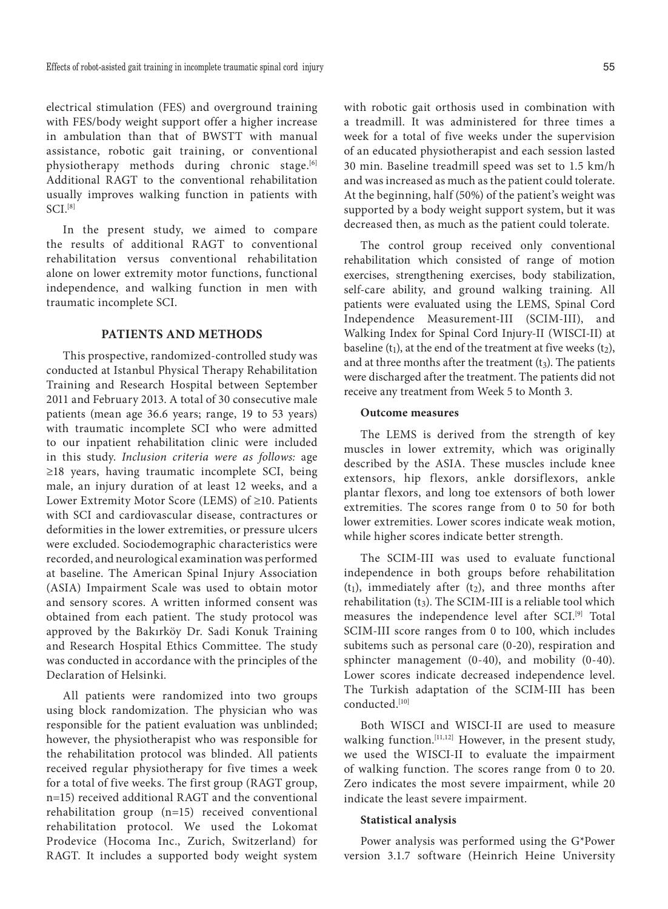electrical stimulation (FES) and overground training with FES/body weight support offer a higher increase in ambulation than that of BWSTT with manual assistance, robotic gait training, or conventional physiotherapy methods during chronic stage.[6] Additional RAGT to the conventional rehabilitation usually improves walking function in patients with SCI.[8]

In the present study, we aimed to compare the results of additional RAGT to conventional rehabilitation versus conventional rehabilitation alone on lower extremity motor functions, functional independence, and walking function in men with traumatic incomplete SCI.

## PATIENTS AND METHODS

This prospective, randomized-controlled study was conducted at Istanbul Physical Therapy Rehabilitation Training and Research Hospital between September 2011 and February 2013. A total of 30 consecutive male patients (mean age 36.6 years; range, 19 to 53 years) with traumatic incomplete SCI who were admitted to our inpatient rehabilitation clinic were included in this study. *Inclusion criteria were as follows:* age ≥18 years, having traumatic incomplete SCI, being male, an injury duration of at least 12 weeks, and a Lower Extremity Motor Score (LEMS) of ≥10. Patients with SCI and cardiovascular disease, contractures or deformities in the lower extremities, or pressure ulcers were excluded. Sociodemographic characteristics were recorded, and neurological examination was performed at baseline. The American Spinal Injury Association (ASIA) Impairment Scale was used to obtain motor and sensory scores. A written informed consent was obtained from each patient. The study protocol was approved by the Bakırköy Dr. Sadi Konuk Training and Research Hospital Ethics Committee. The study was conducted in accordance with the principles of the Declaration of Helsinki.

All patients were randomized into two groups using block randomization. The physician who was responsible for the patient evaluation was unblinded; however, the physiotherapist who was responsible for the rehabilitation protocol was blinded. All patients received regular physiotherapy for five times a week for a total of five weeks. The first group (RAGT group, n=15) received additional RAGT and the conventional rehabilitation group (n=15) received conventional rehabilitation protocol. We used the Lokomat Prodevice (Hocoma Inc., Zurich, Switzerland) for RAGT. It includes a supported body weight system with robotic gait orthosis used in combination with a treadmill. It was administered for three times a week for a total of five weeks under the supervision of an educated physiotherapist and each session lasted 30 min. Baseline treadmill speed was set to 1.5 km/h and was increased as much as the patient could tolerate. At the beginning, half (50%) of the patient's weight was supported by a body weight support system, but it was decreased then, as much as the patient could tolerate.

The control group received only conventional rehabilitation which consisted of range of motion exercises, strengthening exercises, body stabilization, self-care ability, and ground walking training. All patients were evaluated using the LEMS, Spinal Cord Independence Measurement-III (SCIM-III), and Walking Index for Spinal Cord Injury-II (WISCI-II) at baseline ($t_1$), at the end of the treatment at five weeks ($t_2$), and at three months after the treatment ($t_3$). The patients were discharged after the treatment. The patients did not receive any treatment from Week 5 to Month 3.

### Outcome measures

The LEMS is derived from the strength of key muscles in lower extremity, which was originally described by the ASIA. These muscles include knee extensors, hip flexors, ankle dorsiflexors, ankle plantar flexors, and long toe extensors of both lower extremities. The scores range from 0 to 50 for both lower extremities. Lower scores indicate weak motion, while higher scores indicate better strength.

The SCIM-III was used to evaluate functional independence in both groups before rehabilitation ($t_1$), immediately after ($t_2$), and three months after rehabilitation ($t_3$). The SCIM-III is a reliable tool which measures the independence level after SCI.[9] Total SCIM-III score ranges from 0 to 100, which includes subitems such as personal care (0-20), respiration and sphincter management (0-40), and mobility (0-40). Lower scores indicate decreased independence level. The Turkish adaptation of the SCIM-III has been conducted.[10]

Both WISCI and WISCI-II are used to measure walking function.[11,12] However, in the present study, we used the WISCI-II to evaluate the impairment of walking function. The scores range from 0 to 20. Zero indicates the most severe impairment, while 20 indicate the least severe impairment.

### Statistical analysis

Power analysis was performed using the G*Power version 3.1.7 software (Heinrich Heine University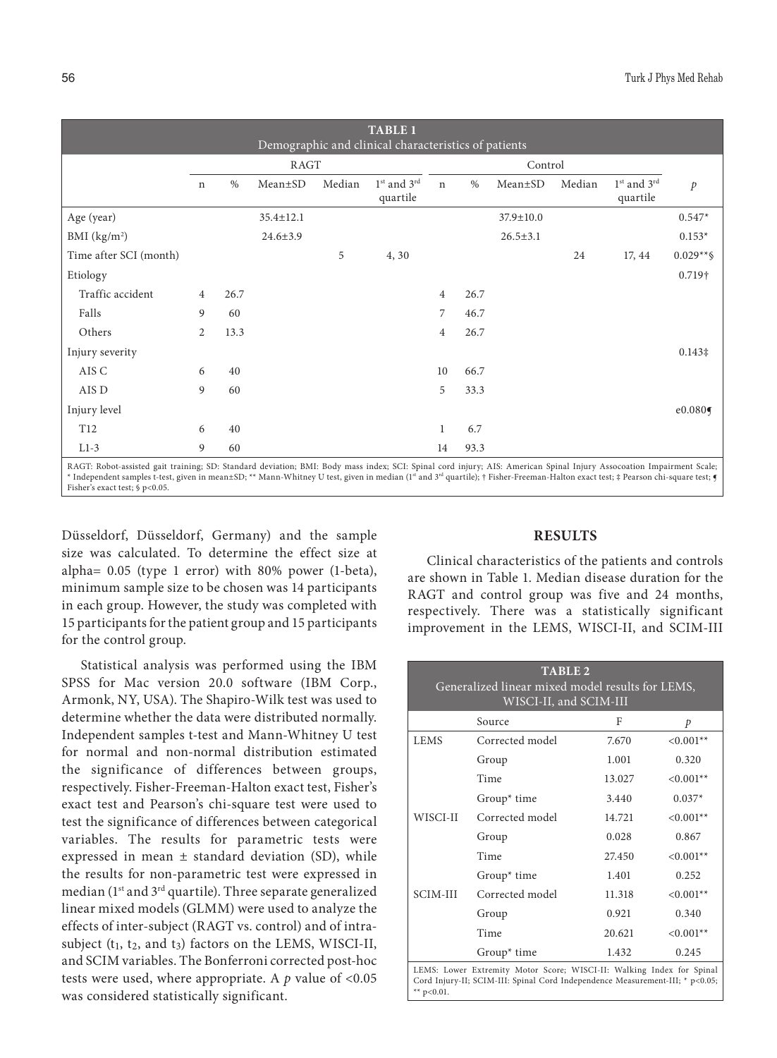**TABLE 1**
Demographic and clinical characteristics of patients

| | RAGT | | | | | Control | | | | | |
|---|---|---|---|---|---|---|---|---|---|---|---|
| | n | % | Mean±SD | Median | 1st and 3rd quartile | n | % | Mean±SD | Median | 1st and 3rd quartile | *p* |
| Age (year) | | | 35.4±12.1 | | | | | 37.9±10.0 | | | 0.547* |
| BMI (kg/m²) | | | 24.6±3.9 | | | | | 26.5±3.1 | | | 0.153* |
| Time after SCI (month) | | | | 5 | 4, 30 | | | | 24 | 17, 44 | 0.029**§ |
| Etiology | | | | | | | | | | | 0.719† |
| Traffic accident | 4 | 26.7 | | | | 4 | 26.7 | | | | |
| Falls | 9 | 60 | | | | 7 | 46.7 | | | | |
| Others | 2 | 13.3 | | | | 4 | 26.7 | | | | |
| Injury severity | | | | | | | | | | | 0.143‡ |
| AIS C | 6 | 40 | | | | 10 | 66.7 | | | | |
| AIS D | 9 | 60 | | | | 5 | 33.3 | | | | |
| Injury level | | | | | | | | | | | e0.080¶ |
| T12 | 6 | 40 | | | | 1 | 6.7 | | | | |
| L1-3 | 9 | 60 | | | | 14 | 93.3 | | | | |

RAGT: Robot-assisted gait training; SD: Standard deviation; BMI: Body mass index; SCI: Spinal cord injury; AIS: American Spinal Injury Assocoation Impairment Scale; * Independent samples t-test, given in mean±SD; ** Mann-Whitney U test, given in median (1st and 3rd quartile); † Fisher-Freeman-Halton exact test; ‡ Pearson chi-square test; ¶ Fisher's exact test; § p<0.05.

Düsseldorf, Düsseldorf, Germany) and the sample size was calculated. To determine the effect size at alpha= 0.05 (type 1 error) with 80% power (1-beta), minimum sample size to be chosen was 14 participants in each group. However, the study was completed with 15 participants for the patient group and 15 participants for the control group.

Statistical analysis was performed using the IBM SPSS for Mac version 20.0 software (IBM Corp., Armonk, NY, USA). The Shapiro-Wilk test was used to determine whether the data were distributed normally. Independent samples t-test and Mann-Whitney U test for normal and non-normal distribution estimated the significance of differences between groups, respectively. Fisher-Freeman-Halton exact test, Fisher's exact test and Pearson's chi-square test were used to test the significance of differences between categorical variables. The results for parametric tests were expressed in mean ± standard deviation (SD), while the results for non-parametric test were expressed in median (1st and 3rd quartile). Three separate generalized linear mixed models (GLMM) were used to analyze the effects of inter-subject (RAGT vs. control) and of intra-subject ($t_1$, $t_2$, and $t_3$) factors on the LEMS, WISCI-II, and SCIM variables. The Bonferroni corrected post-hoc tests were used, where appropriate. A $p$ value of <0.05 was considered statistically significant.

## RESULTS

Clinical characteristics of the patients and controls are shown in Table 1. Median disease duration for the RAGT and control group was five and 24 months, respectively. There was a statistically significant improvement in the LEMS, WISCI-II, and SCIM-III

**TABLE 2**
Generalized linear mixed model results for LEMS, WISCI-II, and SCIM-III

| | Source | F | *p* |
|---|---|---|---|
| LEMS | Corrected model | 7.670 | <0.001** |
| | Group | 1.001 | 0.320 |
| | Time | 13.027 | <0.001** |
| | Group* time | 3.440 | 0.037* |
| WISCI-II | Corrected model | 14.721 | <0.001** |
| | Group | 0.028 | 0.867 |
| | Time | 27.450 | <0.001** |
| | Group* time | 1.401 | 0.252 |
| SCIM-III | Corrected model | 11.318 | <0.001** |
| | Group | 0.921 | 0.340 |
| | Time | 20.621 | <0.001** |
| | Group* time | 1.432 | 0.245 |

LEMS: Lower Extremity Motor Score; WISCI-II: Walking Index for Spinal Cord Injury-II; SCIM-III: Spinal Cord Independence Measurement-III; * p<0.05; ** p<0.01.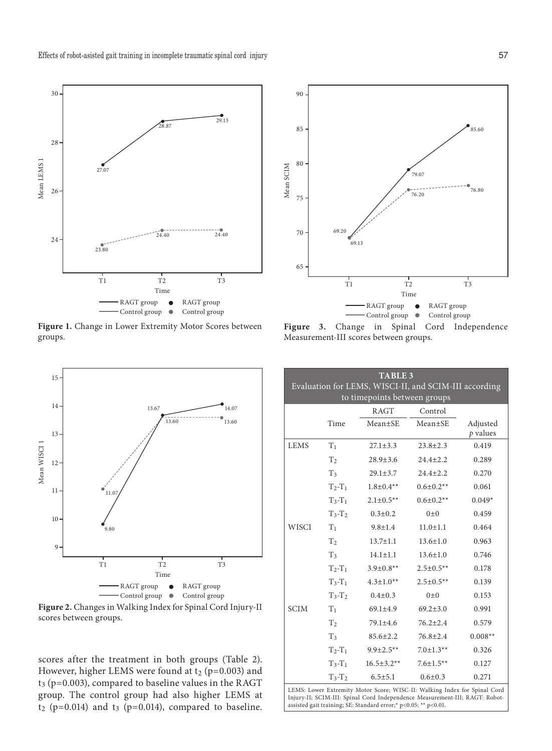Figure 1. Change in Lower Extremity Motor Scores between groups.

Figure 2. Changes in Walking Index for Spinal Cord Injury-II scores between groups.

scores after the treatment in both groups (Table 2). However, higher LEMS were found at $t_2$ (p=0.003) and $t_3$ (p=0.003), compared to baseline values in the RAGT group. The control group had also higher LEMS at $t_2$ (p=0.014) and $t_3$ (p=0.014), compared to baseline.

Figure 3. Change in Spinal Cord Independence Measurement-III scores between groups.

**TABLE 3**
**Evaluation for LEMS, WISCI-II, and SCIM-III according to timepoints between groups**

| | Time | RAGT Mean±SE | Control Mean±SE | Adjusted *p* values |
|---|---|---|---|---|
| LEMS | $T_1$ | 27.1±3.3 | 23.8±2.3 | 0.419 |
| | $T_2$ | 28.9±3.6 | 24.4±2.2 | 0.289 |
| | $T_3$ | 29.1±3.7 | 24.4±2.2 | 0.270 |
| | $T_2$-$T_1$ | 1.8±0.4** | 0.6±0.2** | 0.061 |
| | $T_3$-$T_1$ | 2.1±0.5** | 0.6±0.2** | 0.049* |
| | $T_3$-$T_2$ | 0.3±0.2 | 0±0 | 0.459 |
| WISCI | $T_1$ | 9.8±1.4 | 11.0±1.1 | 0.464 |
| | $T_2$ | 13.7±1.1 | 13.6±1.0 | 0.963 |
| | $T_3$ | 14.1±1.1 | 13.6±1.0 | 0.746 |
| | $T_2$-$T_1$ | 3.9±0.8** | 2.5±0.5** | 0.178 |
| | $T_3$-$T_1$ | 4.3±1.0** | 2.5±0.5** | 0.139 |
| | $T_3$-$T_2$ | 0.4±0.3 | 0±0 | 0.153 |
| SCIM | $T_1$ | 69.1±4.9 | 69.2±3.0 | 0.991 |
| | $T_2$ | 79.1±4.6 | 76.2±2.4 | 0.579 |
| | $T_3$ | 85.6±2.2 | 76.8±2.4 | 0.008** |
| | $T_2$-$T_1$ | 9.9±2.5** | 7.0±1.3** | 0.326 |
| | $T_3$-$T_1$ | 16.5±3.2** | 7.6±1.5** | 0.127 |
| | $T_3$-$T_2$ | 6.5±5.1 | 0.6±0.3 | 0.271 |

LEMS: Lower Extremity Motor Score; WISC-II: Walking Index for Spinal Cord Injury-II; SCIM-III: Spinal Cord Independence Measurement-III; RAGT: Robot-assisted gait training; SE: Standard error;* p<0.05; ** p<0.01.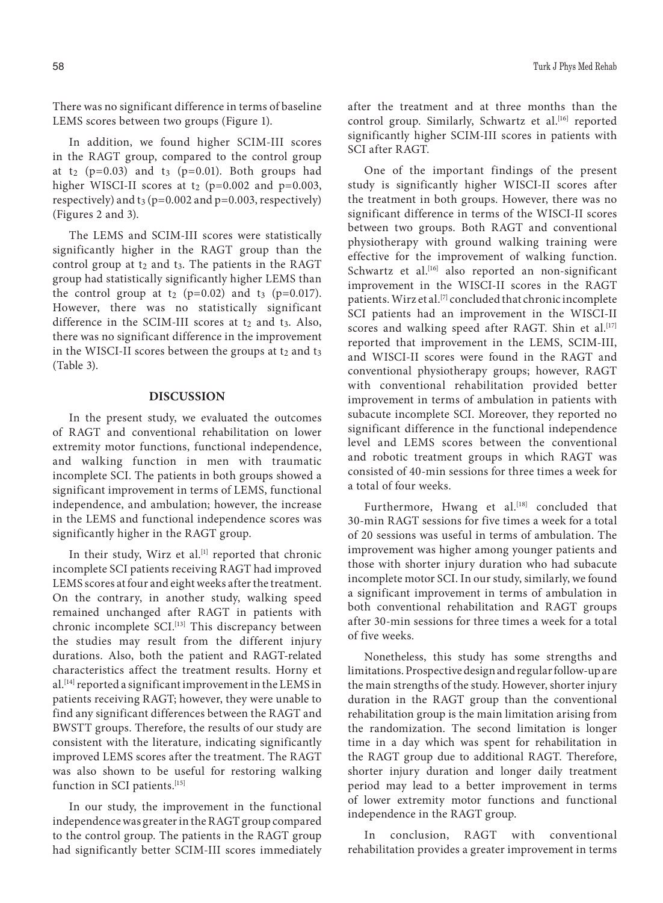There was no significant difference in terms of baseline LEMS scores between two groups (Figure 1).

In addition, we found higher SCIM-III scores in the RAGT group, compared to the control group at $t_2$ (p=0.03) and $t_3$ (p=0.01). Both groups had higher WISCI-II scores at $t_2$ (p=0.002 and p=0.003, respectively) and $t_3$ (p=0.002 and p=0.003, respectively) (Figures 2 and 3).

The LEMS and SCIM-III scores were statistically significantly higher in the RAGT group than the control group at $t_2$ and $t_3$. The patients in the RAGT group had statistically significantly higher LEMS than the control group at $t_2$ (p=0.02) and $t_3$ (p=0.017). However, there was no statistically significant difference in the SCIM-III scores at $t_2$ and $t_3$. Also, there was no significant difference in the improvement in the WISCI-II scores between the groups at $t_2$ and $t_3$ (Table 3).

## DISCUSSION

In the present study, we evaluated the outcomes of RAGT and conventional rehabilitation on lower extremity motor functions, functional independence, and walking function in men with traumatic incomplete SCI. The patients in both groups showed a significant improvement in terms of LEMS, functional independence, and ambulation; however, the increase in the LEMS and functional independence scores was significantly higher in the RAGT group.

In their study, Wirz et al.[1] reported that chronic incomplete SCI patients receiving RAGT had improved LEMS scores at four and eight weeks after the treatment. On the contrary, in another study, walking speed remained unchanged after RAGT in patients with chronic incomplete SCI.[13] This discrepancy between the studies may result from the different injury durations. Also, both the patient and RAGT-related characteristics affect the treatment results. Horny et al.[14] reported a significant improvement in the LEMS in patients receiving RAGT; however, they were unable to find any significant differences between the RAGT and BWSTT groups. Therefore, the results of our study are consistent with the literature, indicating significantly improved LEMS scores after the treatment. The RAGT was also shown to be useful for restoring walking function in SCI patients.[15]

In our study, the improvement in the functional independence was greater in the RAGT group compared to the control group. The patients in the RAGT group had significantly better SCIM-III scores immediately after the treatment and at three months than the control group. Similarly, Schwartz et al.[16] reported significantly higher SCIM-III scores in patients with SCI after RAGT.

One of the important findings of the present study is significantly higher WISCI-II scores after the treatment in both groups. However, there was no significant difference in terms of the WISCI-II scores between two groups. Both RAGT and conventional physiotherapy with ground walking training were effective for the improvement of walking function. Schwartz et al.[16] also reported an non-significant improvement in the WISCI-II scores in the RAGT patients. Wirz et al.[7] concluded that chronic incomplete SCI patients had an improvement in the WISCI-II scores and walking speed after RAGT. Shin et al.[17] reported that improvement in the LEMS, SCIM-III, and WISCI-II scores were found in the RAGT and conventional physiotherapy groups; however, RAGT with conventional rehabilitation provided better improvement in terms of ambulation in patients with subacute incomplete SCI. Moreover, they reported no significant difference in the functional independence level and LEMS scores between the conventional and robotic treatment groups in which RAGT was consisted of 40-min sessions for three times a week for a total of four weeks.

Furthermore, Hwang et al.[18] concluded that 30-min RAGT sessions for five times a week for a total of 20 sessions was useful in terms of ambulation. The improvement was higher among younger patients and those with shorter injury duration who had subacute incomplete motor SCI. In our study, similarly, we found a significant improvement in terms of ambulation in both conventional rehabilitation and RAGT groups after 30-min sessions for three times a week for a total of five weeks.

Nonetheless, this study has some strengths and limitations. Prospective design and regular follow-up are the main strengths of the study. However, shorter injury duration in the RAGT group than the conventional rehabilitation group is the main limitation arising from the randomization. The second limitation is longer time in a day which was spent for rehabilitation in the RAGT group due to additional RAGT. Therefore, shorter injury duration and longer daily treatment period may lead to a better improvement in terms of lower extremity motor functions and functional independence in the RAGT group.

In conclusion, RAGT with conventional rehabilitation provides a greater improvement in terms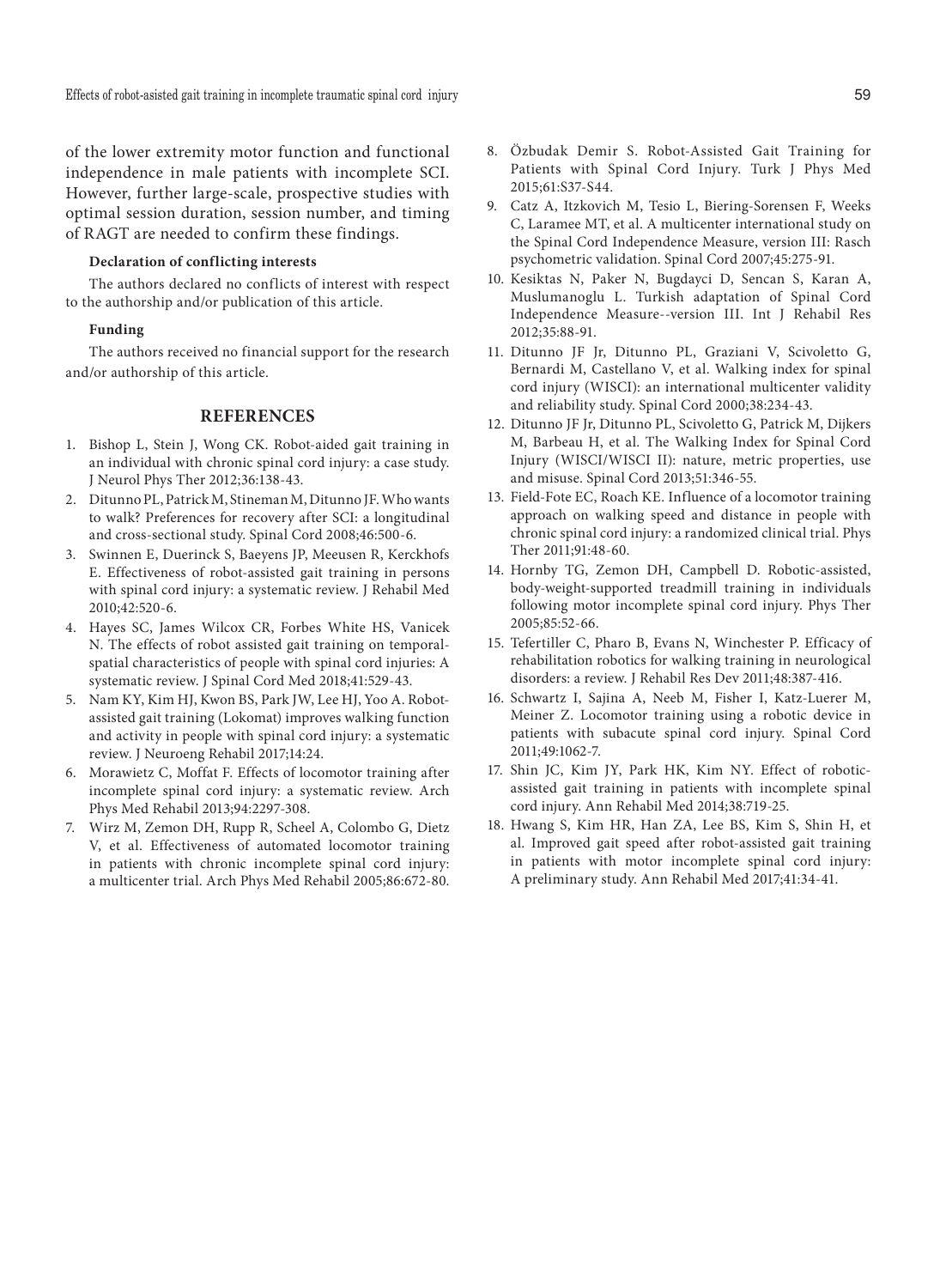of the lower extremity motor function and functional independence in male patients with incomplete SCI. However, further large-scale, prospective studies with optimal session duration, session number, and timing of RAGT are needed to confirm these findings.

**Declaration of conflicting interests**

The authors declared no conflicts of interest with respect to the authorship and/or publication of this article.

**Funding**

The authors received no financial support for the research and/or authorship of this article.

## REFERENCES

1. Bishop L, Stein J, Wong CK. Robot-aided gait training in an individual with chronic spinal cord injury: a case study. J Neurol Phys Ther 2012;36:138-43.
2. Ditunno PL, Patrick M, Stineman M, Ditunno JF. Who wants to walk? Preferences for recovery after SCI: a longitudinal and cross-sectional study. Spinal Cord 2008;46:500-6.
3. Swinnen E, Duerinck S, Baeyens JP, Meeusen R, Kerckhofs E. Effectiveness of robot-assisted gait training in persons with spinal cord injury: a systematic review. J Rehabil Med 2010;42:520-6.
4. Hayes SC, James Wilcox CR, Forbes White HS, Vanicek N. The effects of robot assisted gait training on temporal-spatial characteristics of people with spinal cord injuries: A systematic review. J Spinal Cord Med 2018;41:529-43.
5. Nam KY, Kim HJ, Kwon BS, Park JW, Lee HJ, Yoo A. Robot-assisted gait training (Lokomat) improves walking function and activity in people with spinal cord injury: a systematic review. J Neuroeng Rehabil 2017;14:24.
6. Morawietz C, Moffat F. Effects of locomotor training after incomplete spinal cord injury: a systematic review. Arch Phys Med Rehabil 2013;94:2297-308.
7. Wirz M, Zemon DH, Rupp R, Scheel A, Colombo G, Dietz V, et al. Effectiveness of automated locomotor training in patients with chronic incomplete spinal cord injury: a multicenter trial. Arch Phys Med Rehabil 2005;86:672-80.
8. Özbudak Demir S. Robot-Assisted Gait Training for Patients with Spinal Cord Injury. Turk J Phys Med 2015;61:S37-S44.
9. Catz A, Itzkovich M, Tesio L, Biering-Sorensen F, Weeks C, Laramee MT, et al. A multicenter international study on the Spinal Cord Independence Measure, version III: Rasch psychometric validation. Spinal Cord 2007;45:275-91.
10. Kesiktas N, Paker N, Bugdayci D, Sencan S, Karan A, Muslumanoglu L. Turkish adaptation of Spinal Cord Independence Measure--version III. Int J Rehabil Res 2012;35:88-91.
11. Ditunno JF Jr, Ditunno PL, Graziani V, Scivoletto G, Bernardi M, Castellano V, et al. Walking index for spinal cord injury (WISCI): an international multicenter validity and reliability study. Spinal Cord 2000;38:234-43.
12. Ditunno JF Jr, Ditunno PL, Scivoletto G, Patrick M, Dijkers M, Barbeau H, et al. The Walking Index for Spinal Cord Injury (WISCI/WISCI II): nature, metric properties, use and misuse. Spinal Cord 2013;51:346-55.
13. Field-Fote EC, Roach KE. Influence of a locomotor training approach on walking speed and distance in people with chronic spinal cord injury: a randomized clinical trial. Phys Ther 2011;91:48-60.
14. Hornby TG, Zemon DH, Campbell D. Robotic-assisted, body-weight-supported treadmill training in individuals following motor incomplete spinal cord injury. Phys Ther 2005;85:52-66.
15. Tefertiller C, Pharo B, Evans N, Winchester P. Efficacy of rehabilitation robotics for walking training in neurological disorders: a review. J Rehabil Res Dev 2011;48:387-416.
16. Schwartz I, Sajina A, Neeb M, Fisher I, Katz-Luerer M, Meiner Z. Locomotor training using a robotic device in patients with subacute spinal cord injury. Spinal Cord 2011;49:1062-7.
17. Shin JC, Kim JY, Park HK, Kim NY. Effect of robotic-assisted gait training in patients with incomplete spinal cord injury. Ann Rehabil Med 2014;38:719-25.
18. Hwang S, Kim HR, Han ZA, Lee BS, Kim S, Shin H, et al. Improved gait speed after robot-assisted gait training in patients with motor incomplete spinal cord injury: A preliminary study. Ann Rehabil Med 2017;41:34-41.